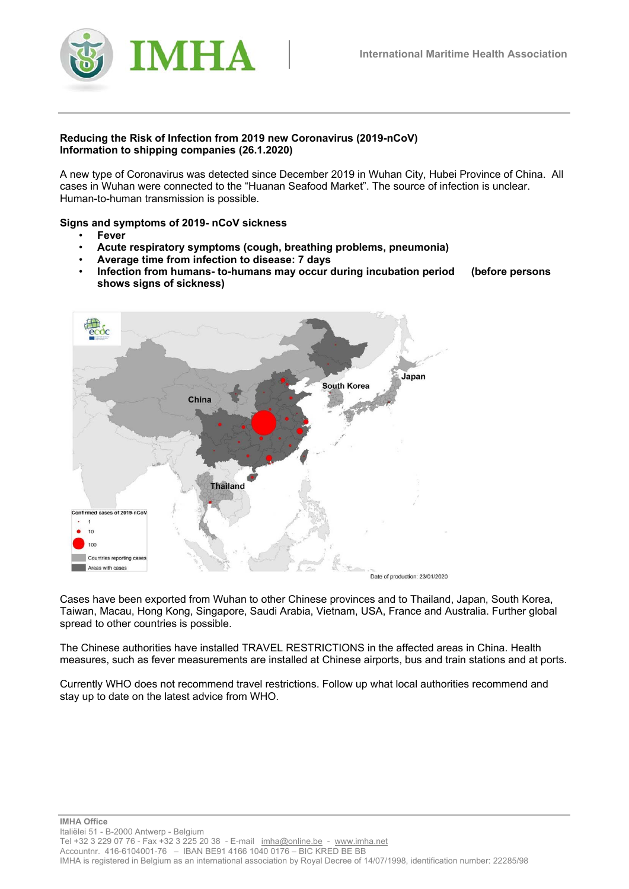**IMHA** | International Maritime Health Association

**Reducing the Risk of Infection from 2019 new Coronavirus (2019-nCoV)**
**Information to shipping companies (26.1.2020)**

A new type of Coronavirus was detected since December 2019 in Wuhan City, Hubei Province of China. All cases in Wuhan were connected to the "Huanan Seafood Market". The source of infection is unclear. Human-to-human transmission is possible.

**Signs and symptoms of 2019- nCoV sickness**

- **Fever**
- **Acute respiratory symptoms (cough, breathing problems, pneumonia)**
- **Average time from infection to disease: 7 days**
- **Infection from humans- to-humans may occur during incubation period (before persons shows signs of sickness)**

Cases have been exported from Wuhan to other Chinese provinces and to Thailand, Japan, South Korea, Taiwan, Macau, Hong Kong, Singapore, Saudi Arabia, Vietnam, USA, France and Australia. Further global spread to other countries is possible.

The Chinese authorities have installed TRAVEL RESTRICTIONS in the affected areas in China. Health measures, such as fever measurements are installed at Chinese airports, bus and train stations and at ports.

Currently WHO does not recommend travel restrictions. Follow up what local authorities recommend and stay up to date on the latest advice from WHO.

**IMHA Office**
Italiëlei 51 - B-2000 Antwerp - Belgium
Tel +32 3 229 07 76 - Fax +32 3 225 20 38 - E-mail imha@online.be - www.imha.net
Accountnr. 416-6104001-76 – IBAN BE91 4166 1040 0176 – BIC KRED BE BB
IMHA is registered in Belgium as an international association by Royal Decree of 14/07/1998, identification number: 22285/98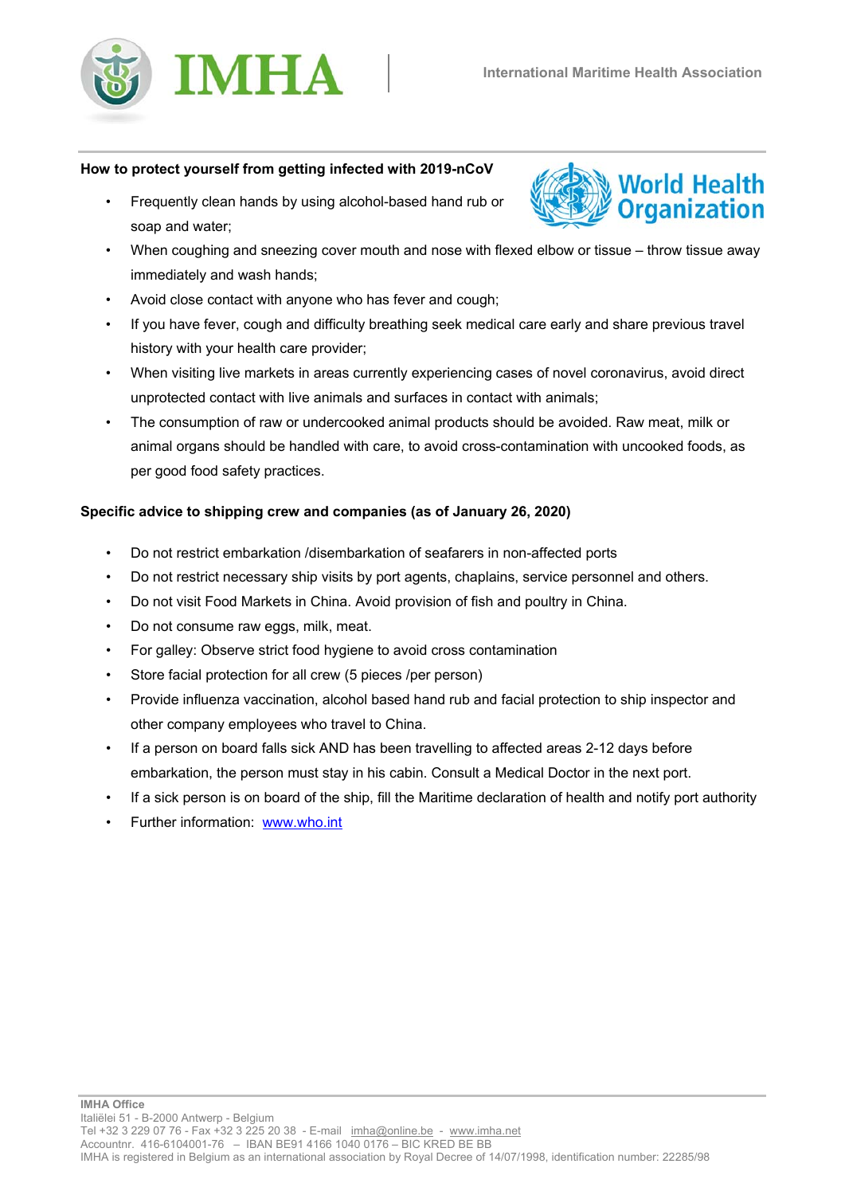IMHA

International Maritime Health Association

**How to protect yourself from getting infected with 2019-nCoV**

World Health Organization

- Frequently clean hands by using alcohol-based hand rub or soap and water;
- When coughing and sneezing cover mouth and nose with flexed elbow or tissue – throw tissue away immediately and wash hands;
- Avoid close contact with anyone who has fever and cough;
- If you have fever, cough and difficulty breathing seek medical care early and share previous travel history with your health care provider;
- When visiting live markets in areas currently experiencing cases of novel coronavirus, avoid direct unprotected contact with live animals and surfaces in contact with animals;
- The consumption of raw or undercooked animal products should be avoided. Raw meat, milk or animal organs should be handled with care, to avoid cross-contamination with uncooked foods, as per good food safety practices.

**Specific advice to shipping crew and companies (as of January 26, 2020)**

- Do not restrict embarkation /disembarkation of seafarers in non-affected ports
- Do not restrict necessary ship visits by port agents, chaplains, service personnel and others.
- Do not visit Food Markets in China. Avoid provision of fish and poultry in China.
- Do not consume raw eggs, milk, meat.
- For galley: Observe strict food hygiene to avoid cross contamination
- Store facial protection for all crew (5 pieces /per person)
- Provide influenza vaccination, alcohol based hand rub and facial protection to ship inspector and other company employees who travel to China.
- If a person on board falls sick AND has been travelling to affected areas 2-12 days before embarkation, the person must stay in his cabin. Consult a Medical Doctor in the next port.
- If a sick person is on board of the ship, fill the Maritime declaration of health and notify port authority
- Further information: www.who.int

**IMHA Office**
Italiëlei 51 - B-2000 Antwerp - Belgium
Tel +32 3 229 07 76 - Fax +32 3 225 20 38 - E-mail imha@online.be - www.imha.net
Accountnr. 416-6104001-76 – IBAN BE91 4166 1040 0176 – BIC KRED BE BB
IMHA is registered in Belgium as an international association by Royal Decree of 14/07/1998, identification number: 22285/98